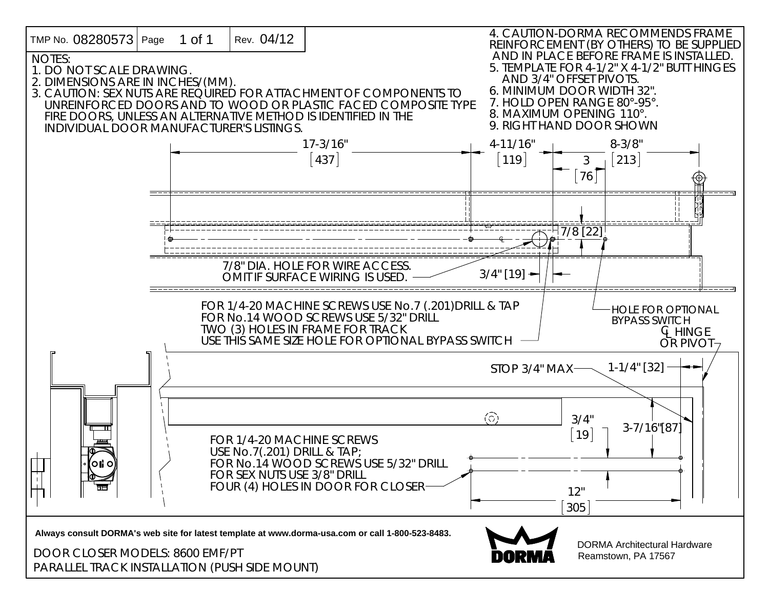| TMP No. 08280573 | Page 1 of 1 | Rev. 04/12 |
|---|---|---|

NOTES:
1. DO NOT SCALE DRAWING.
2. DIMENSIONS ARE IN INCHES/(MM).
3. CAUTION: SEX NUTS ARE REQUIRED FOR ATTACHMENT OF COMPONENTS TO UNREINFORCED DOORS AND TO WOOD OR PLASTIC FACED COMPOSITE TYPE FIRE DOORS, UNLESS AN ALTERNATIVE METHOD IS IDENTIFIED IN THE INDIVIDUAL DOOR MANUFACTURER'S LISTINGS.
4. CAUTION-DORMA RECOMMENDS FRAME REINFORCEMENT (BY OTHERS) TO BE SUPPLIED AND IN PLACE BEFORE FRAME IS INSTALLED.
5. TEMPLATE FOR 4-1/2" X 4-1/2" BUTT HINGES AND 3/4" OFFSET PIVOTS.
6. MINIMUM DOOR WIDTH 32".
7. HOLD OPEN RANGE 80°-95°.
8. MAXIMUM OPENING 110°.
9. RIGHT HAND DOOR SHOWN

17-3/16" [437]

4-11/16" [119]

8-3/8" [213]

3 [76]

7/8 [22]

3/4" [19]

7/8" DIA. HOLE FOR WIRE ACCESS. OMIT IF SURFACE WIRING IS USED.

FOR 1/4-20 MACHINE SCREWS USE No.7 (.201)DRILL & TAP
FOR No.14 WOOD SCREWS USE 5/32" DRILL
TWO (3) HOLES IN FRAME FOR TRACK
USE THIS SAME SIZE HOLE FOR OPTIONAL BYPASS SWITCH

HOLE FOR OPTIONAL BYPASS SWITCH

℄ HINGE OR PIVOT

STOP 3/4" MAX

1-1/4" [32]

3/4" [19]

3-7/16" [87]

FOR 1/4-20 MACHINE SCREWS USE No.7(.201) DRILL & TAP;
FOR No.14 WOOD SCREWS USE 5/32" DRILL
FOR SEX NUTS USE 3/8" DRILL
FOUR (4) HOLES IN DOOR FOR CLOSER

12" [305]

**Always consult DORMA's web site for latest template at www.dorma-usa.com or call 1-800-523-8483.**

DOOR CLOSER MODELS: 8600 EMF/PT
PARALLEL TRACK INSTALLATION (PUSH SIDE MOUNT)

DORMA

DORMA Architectural Hardware
Reamstown, PA 17567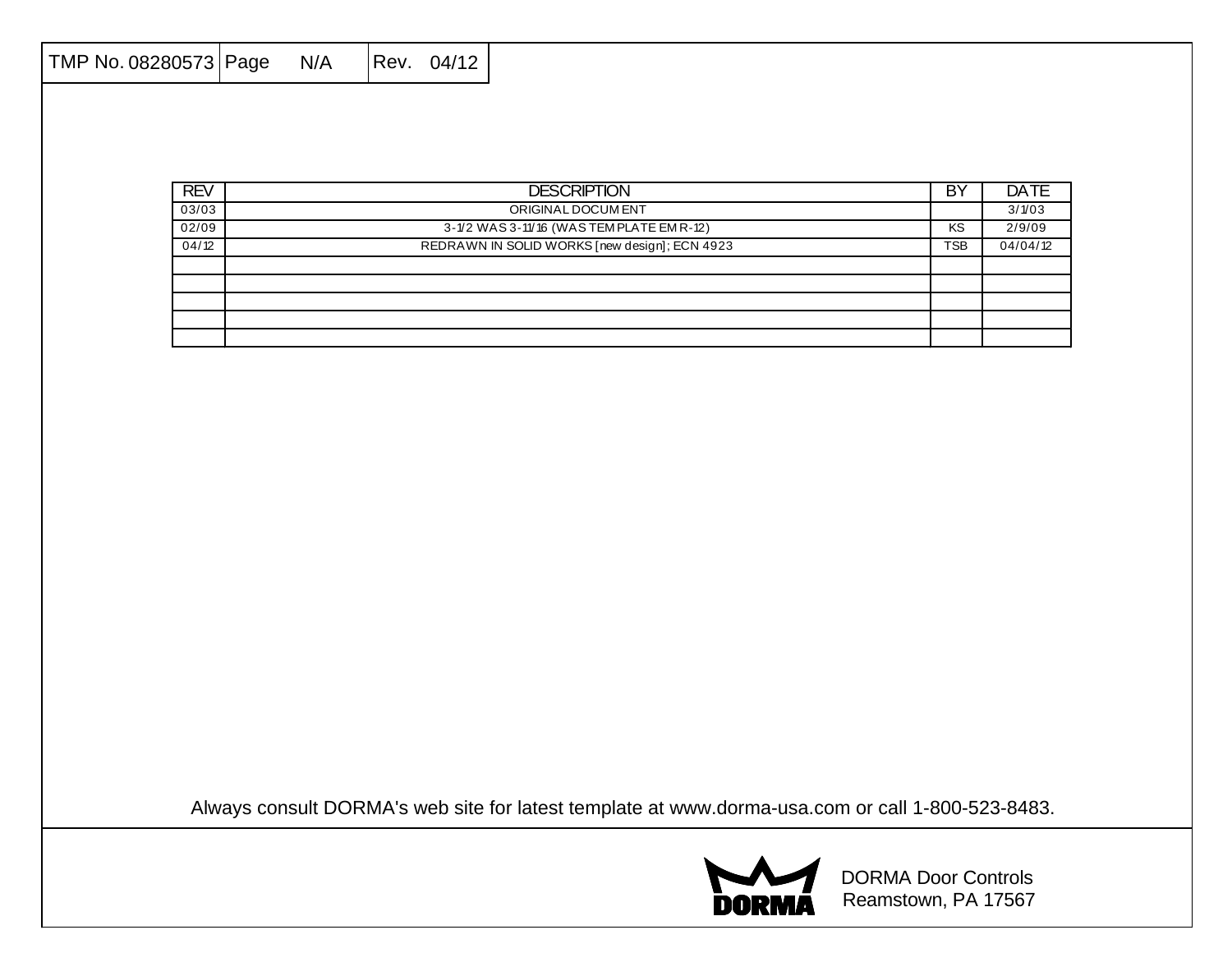| TMP No. 08280573 | Page N/A | Rev. 04/12 |
| --- | --- | --- |

| REV | DESCRIPTION | BY | DATE |
| --- | --- | --- | --- |
| 03/03 | ORIGINAL DOCUMENT | | 3/1/03 |
| 02/09 | 3-1/2 WAS 3-11/16 (WAS TEMPLATE EM R-12) | KS | 2/9/09 |
| 04/12 | REDRAWN IN SOLID WORKS [new design]; ECN 4923 | TSB | 04/04/12 |
| | | | |
| | | | |
| | | | |
| | | | |
| | | | |

Always consult DORMA's web site for latest template at www.dorma-usa.com or call 1-800-523-8483.

DORMA

DORMA Door Controls
Reamstown, PA 17567